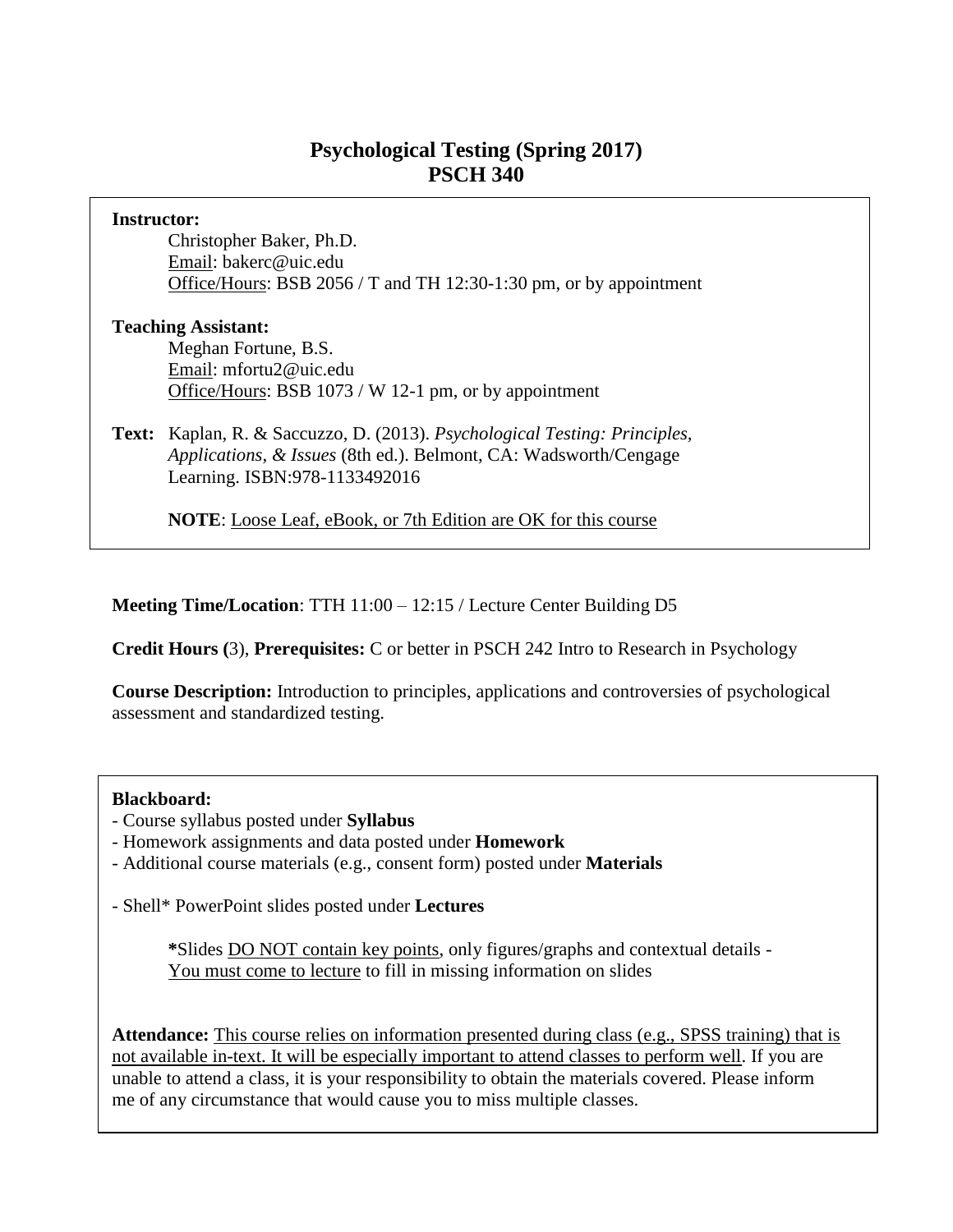# Psychological Testing (Spring 2017)
# PSCH 340

**Instructor:**

Christopher Baker, Ph.D.
Email: bakerc@uic.edu
Office/Hours: BSB 2056 / T and TH 12:30-1:30 pm, or by appointment

**Teaching Assistant:**

Meghan Fortune, B.S.
Email: mfortu2@uic.edu
Office/Hours: BSB 1073 / W 12-1 pm, or by appointment

**Text:** Kaplan, R. & Saccuzzo, D. (2013). *Psychological Testing: Principles, Applications, & Issues* (8th ed.). Belmont, CA: Wadsworth/Cengage Learning. ISBN:978-1133492016

**NOTE**: Loose Leaf, eBook, or 7th Edition are OK for this course

**Meeting Time/Location**: TTH 11:00 – 12:15 / Lecture Center Building D5

**Credit Hours (**3), **Prerequisites:** C or better in PSCH 242 Intro to Research in Psychology

**Course Description:** Introduction to principles, applications and controversies of psychological assessment and standardized testing.

**Blackboard:**

- Course syllabus posted under **Syllabus**
- Homework assignments and data posted under **Homework**
- Additional course materials (e.g., consent form) posted under **Materials**

- Shell* PowerPoint slides posted under **Lectures**

**\***Slides DO NOT contain key points, only figures/graphs and contextual details - You must come to lecture to fill in missing information on slides

**Attendance:** This course relies on information presented during class (e.g., SPSS training) that is not available in-text. It will be especially important to attend classes to perform well. If you are unable to attend a class, it is your responsibility to obtain the materials covered. Please inform me of any circumstance that would cause you to miss multiple classes.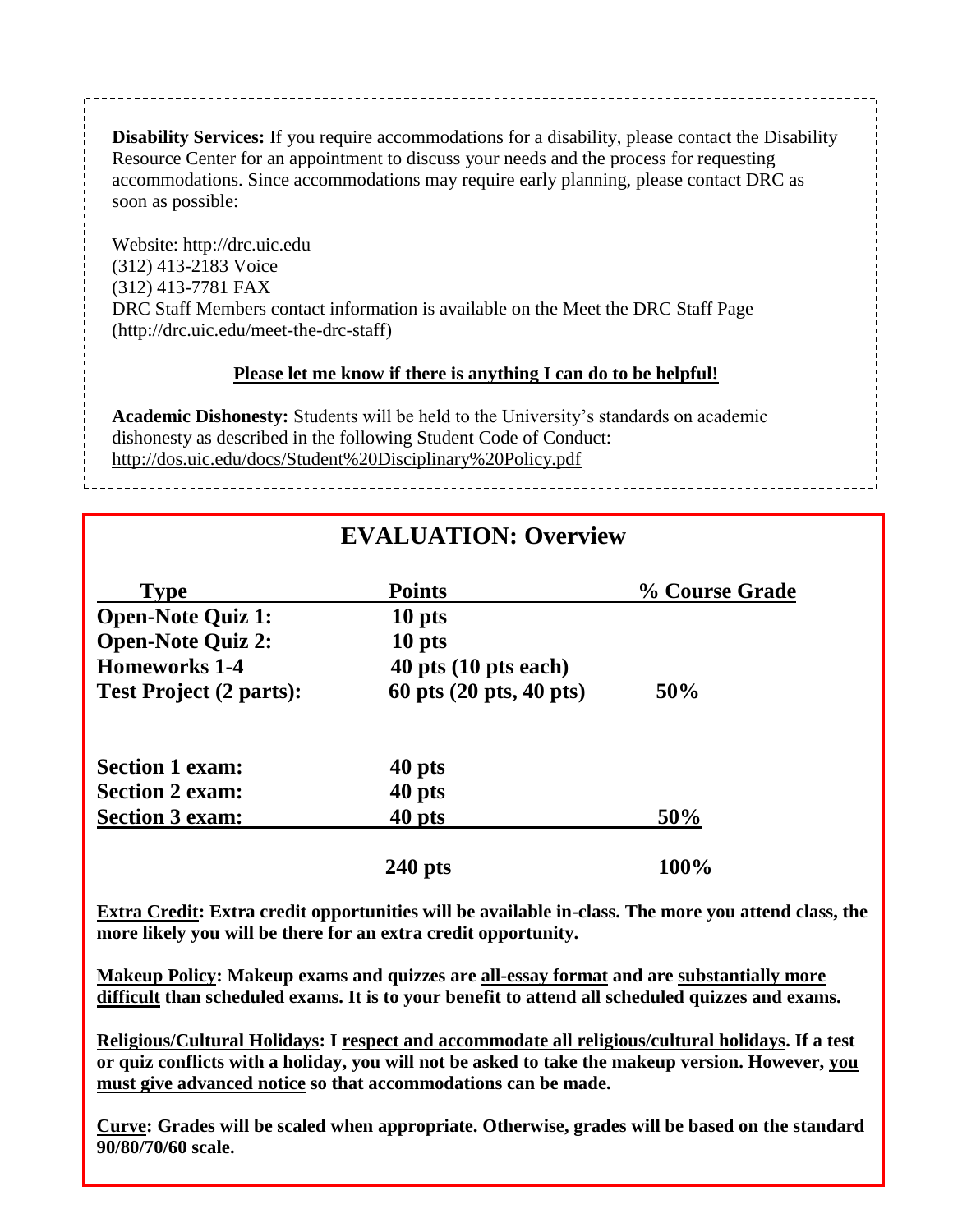**Disability Services:** If you require accommodations for a disability, please contact the Disability Resource Center for an appointment to discuss your needs and the process for requesting accommodations. Since accommodations may require early planning, please contact DRC as soon as possible:

Website: http://drc.uic.edu
(312) 413-2183 Voice
(312) 413-7781 FAX
DRC Staff Members contact information is available on the Meet the DRC Staff Page (http://drc.uic.edu/meet-the-drc-staff)

**Please let me know if there is anything I can do to be helpful!**

**Academic Dishonesty:** Students will be held to the University's standards on academic dishonesty as described in the following Student Code of Conduct: http://dos.uic.edu/docs/Student%20Disciplinary%20Policy.pdf

## EVALUATION: Overview

| Type | Points | % Course Grade |
|---|---|---|
| **Open-Note Quiz 1:** | **10 pts** | |
| **Open-Note Quiz 2:** | **10 pts** | |
| **Homeworks 1-4** | **40 pts (10 pts each)** | |
| **Test Project (2 parts):** | **60 pts (20 pts, 40 pts)** | **50%** |
| **Section 1 exam:** | **40 pts** | |
| **Section 2 exam:** | **40 pts** | |
| **Section 3 exam:** | **40 pts** | **50%** |
| | **240 pts** | **100%** |

**Extra Credit: Extra credit opportunities will be available in-class. The more you attend class, the more likely you will be there for an extra credit opportunity.**

**Makeup Policy: Makeup exams and quizzes are all-essay format and are substantially more difficult than scheduled exams. It is to your benefit to attend all scheduled quizzes and exams.**

**Religious/Cultural Holidays: I respect and accommodate all religious/cultural holidays. If a test or quiz conflicts with a holiday, you will not be asked to take the makeup version. However, you must give advanced notice so that accommodations can be made.**

**Curve: Grades will be scaled when appropriate. Otherwise, grades will be based on the standard 90/80/70/60 scale.**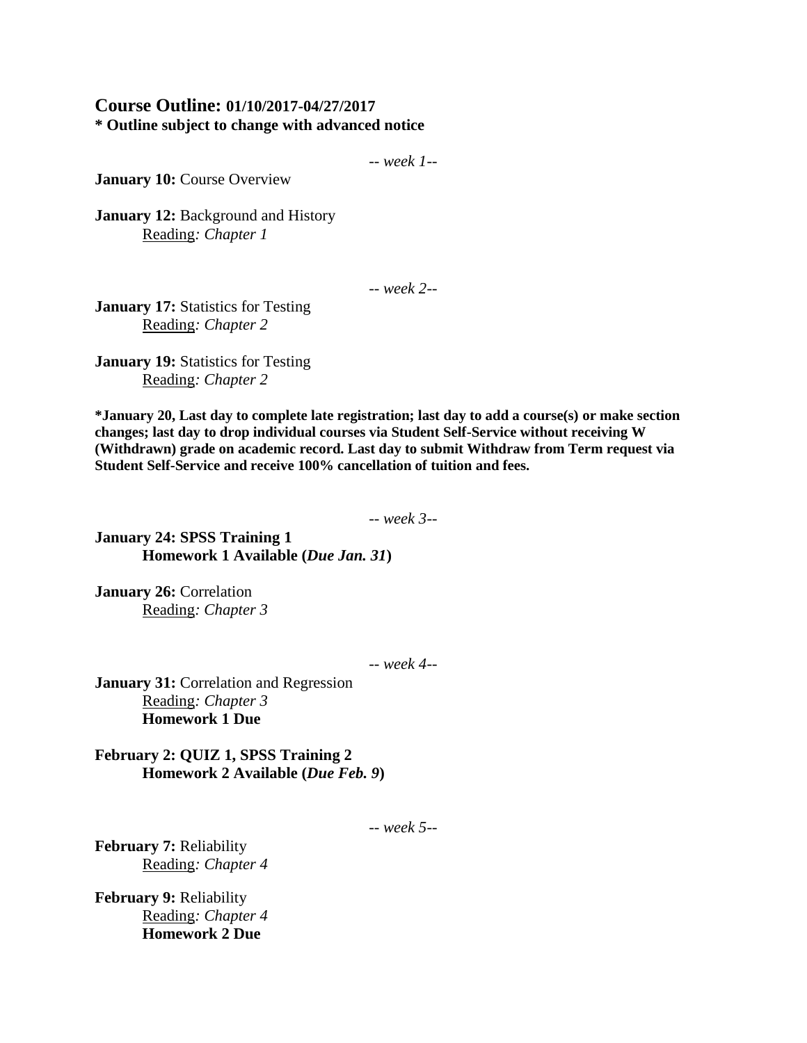## **Course Outline:** 01/10/2017-04/27/2017

**\* Outline subject to change with advanced notice**

*-- week 1--*

**January 10:** Course Overview

**January 12:** Background and History
Reading*: Chapter 1*

*-- week 2--*

**January 17:** Statistics for Testing
Reading*: Chapter 2*

**January 19:** Statistics for Testing
Reading*: Chapter 2*

**\*January 20, Last day to complete late registration; last day to add a course(s) or make section changes; last day to drop individual courses via Student Self-Service without receiving W (Withdrawn) grade on academic record. Last day to submit Withdraw from Term request via Student Self-Service and receive 100% cancellation of tuition and fees.**

*-- week 3--*

**January 24: SPSS Training 1**
**Homework 1 Available (*Due Jan. 31*)**

**January 26:** Correlation
Reading*: Chapter 3*

*-- week 4--*

**January 31:** Correlation and Regression
Reading*: Chapter 3*
**Homework 1 Due**

**February 2: QUIZ 1, SPSS Training 2**
**Homework 2 Available (*Due Feb. 9*)**

*-- week 5--*

**February 7:** Reliability
Reading*: Chapter 4*

**February 9:** Reliability
Reading*: Chapter 4*
**Homework 2 Due**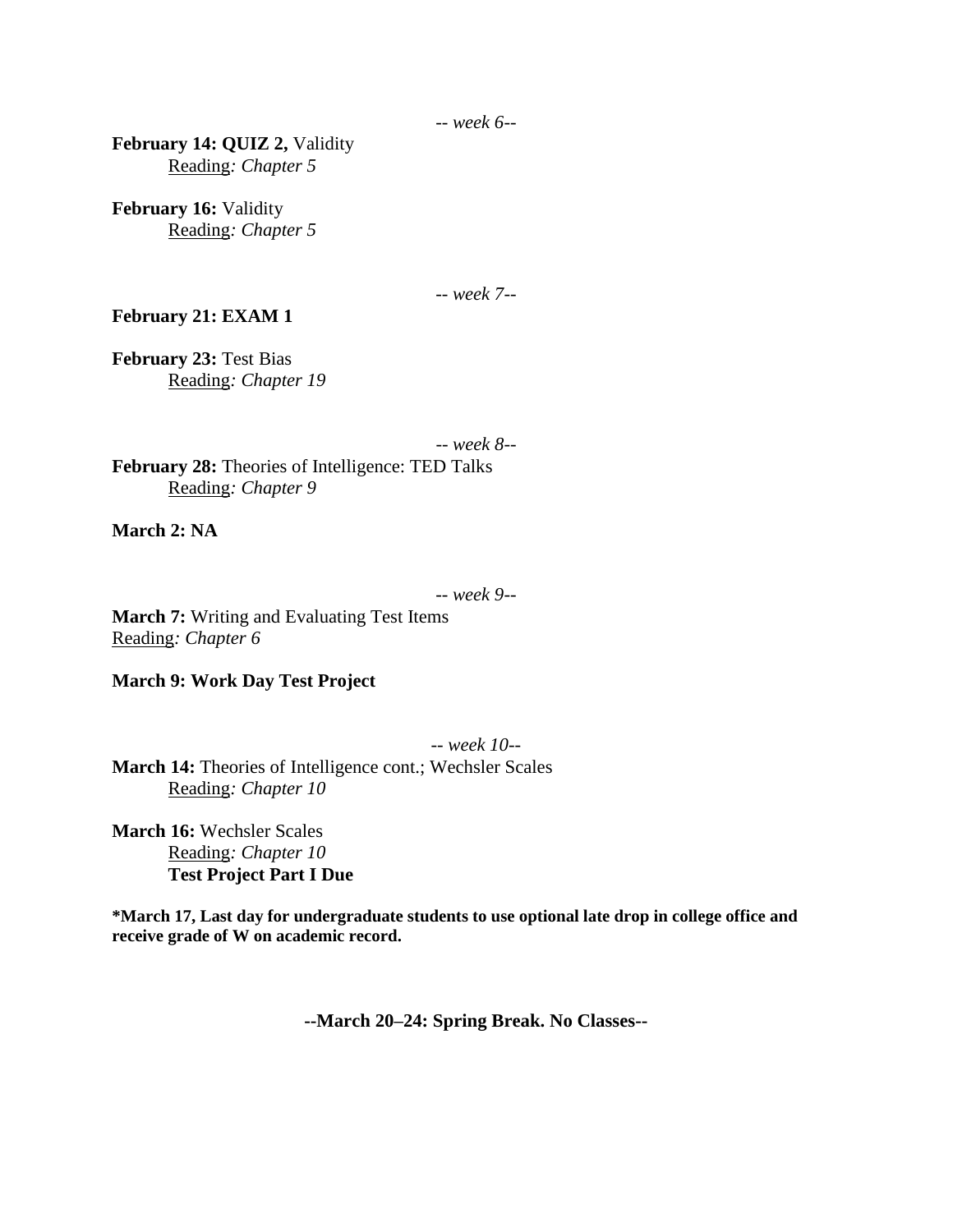*-- week 6--*

**February 14: QUIZ 2,** Validity
Reading*: Chapter 5*

**February 16:** Validity
Reading*: Chapter 5*

*-- week 7--*

**February 21: EXAM 1**

**February 23:** Test Bias
Reading*: Chapter 19*

*-- week 8--*

**February 28:** Theories of Intelligence: TED Talks
Reading*: Chapter 9*

**March 2: NA**

*-- week 9--*

**March 7:** Writing and Evaluating Test Items
Reading*: Chapter 6*

**March 9: Work Day Test Project**

*-- week 10--*

**March 14:** Theories of Intelligence cont.; Wechsler Scales
Reading*: Chapter 10*

**March 16:** Wechsler Scales
Reading*: Chapter 10*
**Test Project Part I Due**

**\*March 17, Last day for undergraduate students to use optional late drop in college office and receive grade of W on academic record.**

**--March 20–24: Spring Break. No Classes--**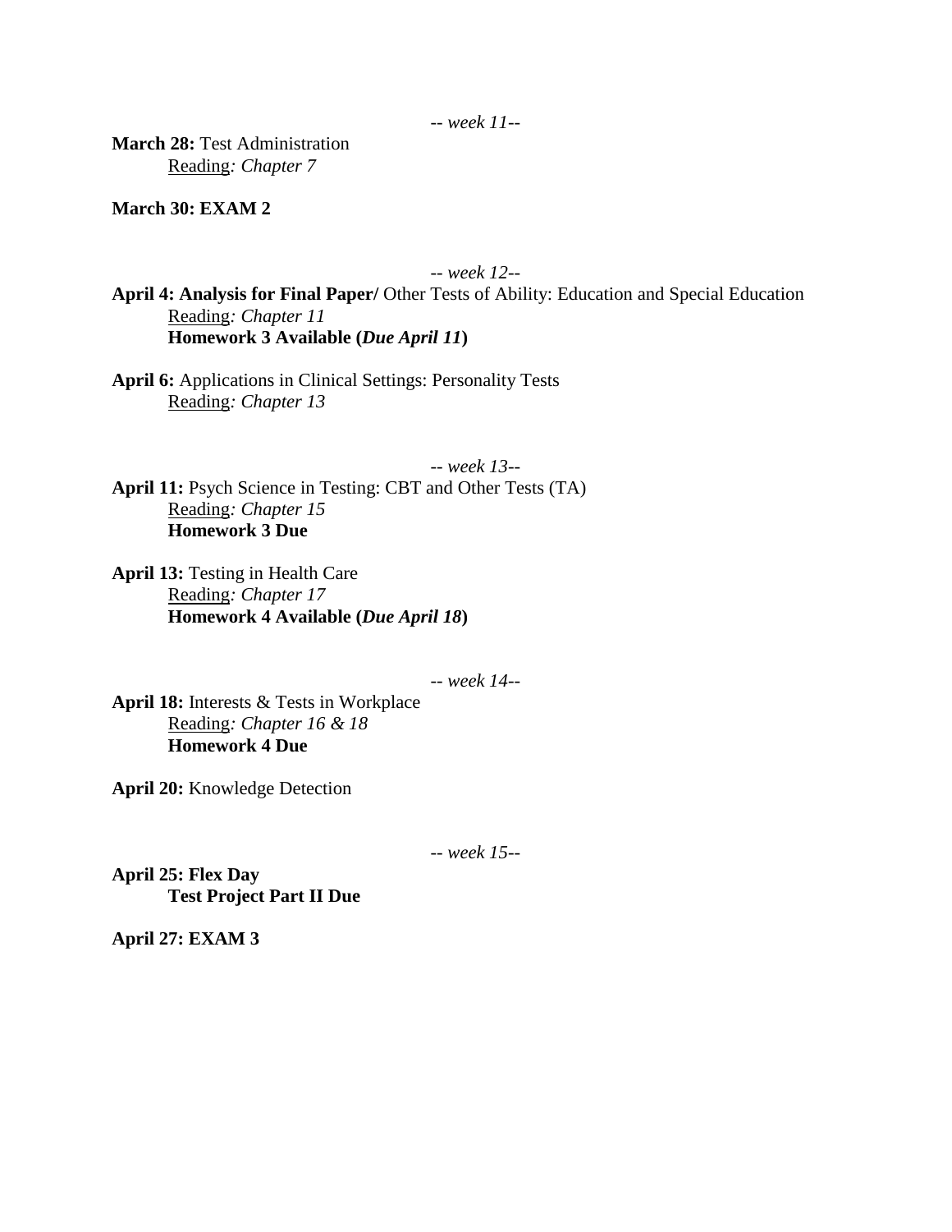*-- week 11--*

**March 28:** Test Administration
Reading*: Chapter 7*

**March 30: EXAM 2**

*-- week 12--*

**April 4: Analysis for Final Paper/** Other Tests of Ability: Education and Special Education
Reading*: Chapter 11*
**Homework 3 Available (*Due April 11*)**

**April 6:** Applications in Clinical Settings: Personality Tests
Reading*: Chapter 13*

*-- week 13--*

**April 11:** Psych Science in Testing: CBT and Other Tests (TA)
Reading*: Chapter 15*
**Homework 3 Due**

**April 13:** Testing in Health Care
Reading*: Chapter 17*
**Homework 4 Available (*Due April 18*)**

*-- week 14--*

**April 18:** Interests & Tests in Workplace
Reading*: Chapter 16 & 18*
**Homework 4 Due**

**April 20:** Knowledge Detection

*-- week 15--*

**April 25: Flex Day**
**Test Project Part II Due**

**April 27: EXAM 3**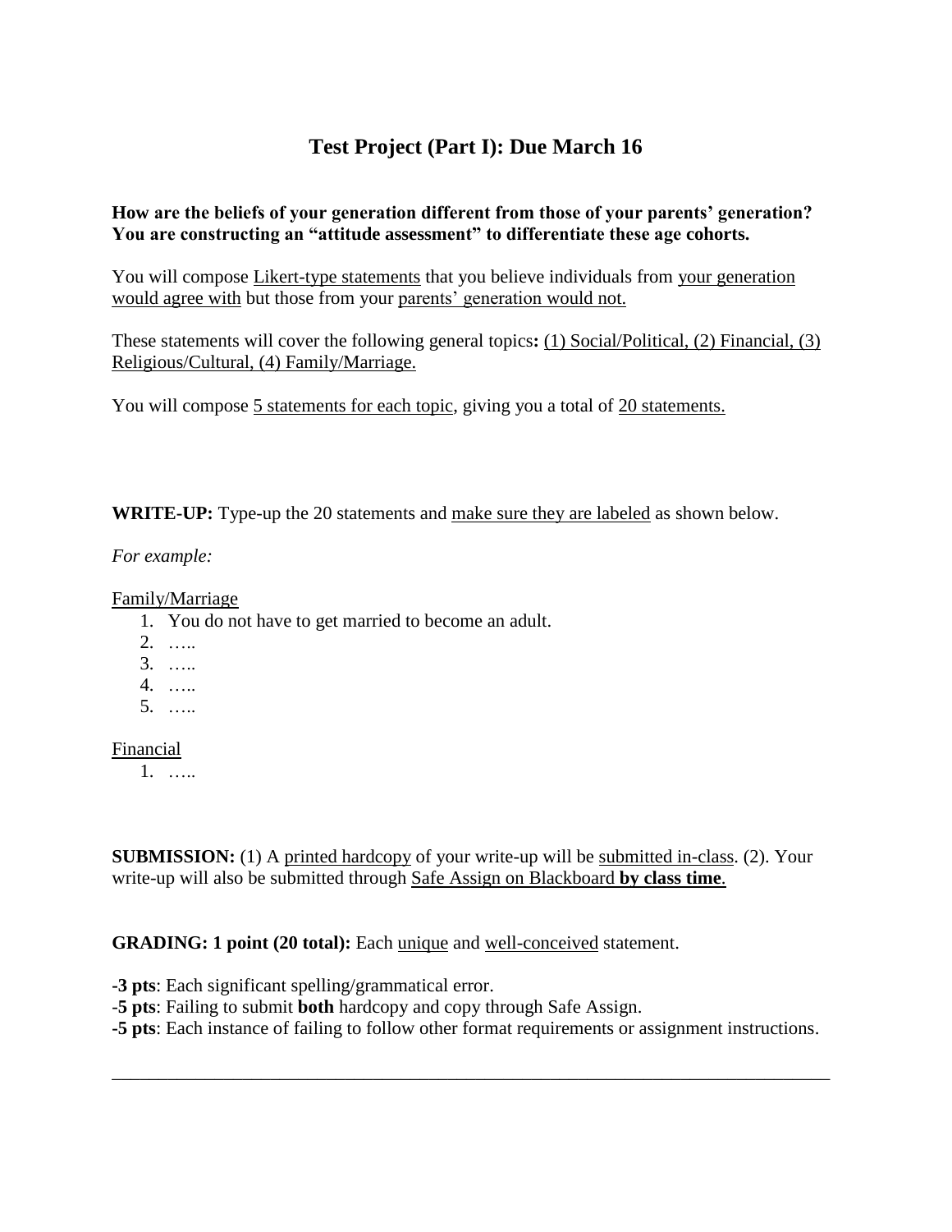# Test Project (Part I): Due March 16

**How are the beliefs of your generation different from those of your parents' generation? You are constructing an "attitude assessment" to differentiate these age cohorts.**

You will compose Likert-type statements that you believe individuals from your generation would agree with but those from your parents' generation would not.

These statements will cover the following general topics**:** (1) Social/Political, (2) Financial, (3) Religious/Cultural, (4) Family/Marriage.

You will compose 5 statements for each topic, giving you a total of 20 statements.

**WRITE-UP:** Type-up the 20 statements and make sure they are labeled as shown below.

*For example:*

Family/Marriage

1. You do not have to get married to become an adult.
2. …..
3. …..
4. …..
5. …..

Financial

1. …..

**SUBMISSION:** (1) A printed hardcopy of your write-up will be submitted in-class. (2). Your write-up will also be submitted through Safe Assign on Blackboard **by class time**.

**GRADING: 1 point (20 total):** Each unique and well-conceived statement.

**-3 pts**: Each significant spelling/grammatical error.
-**5 pts**: Failing to submit **both** hardcopy and copy through Safe Assign.
**-5 pts**: Each instance of failing to follow other format requirements or assignment instructions.

---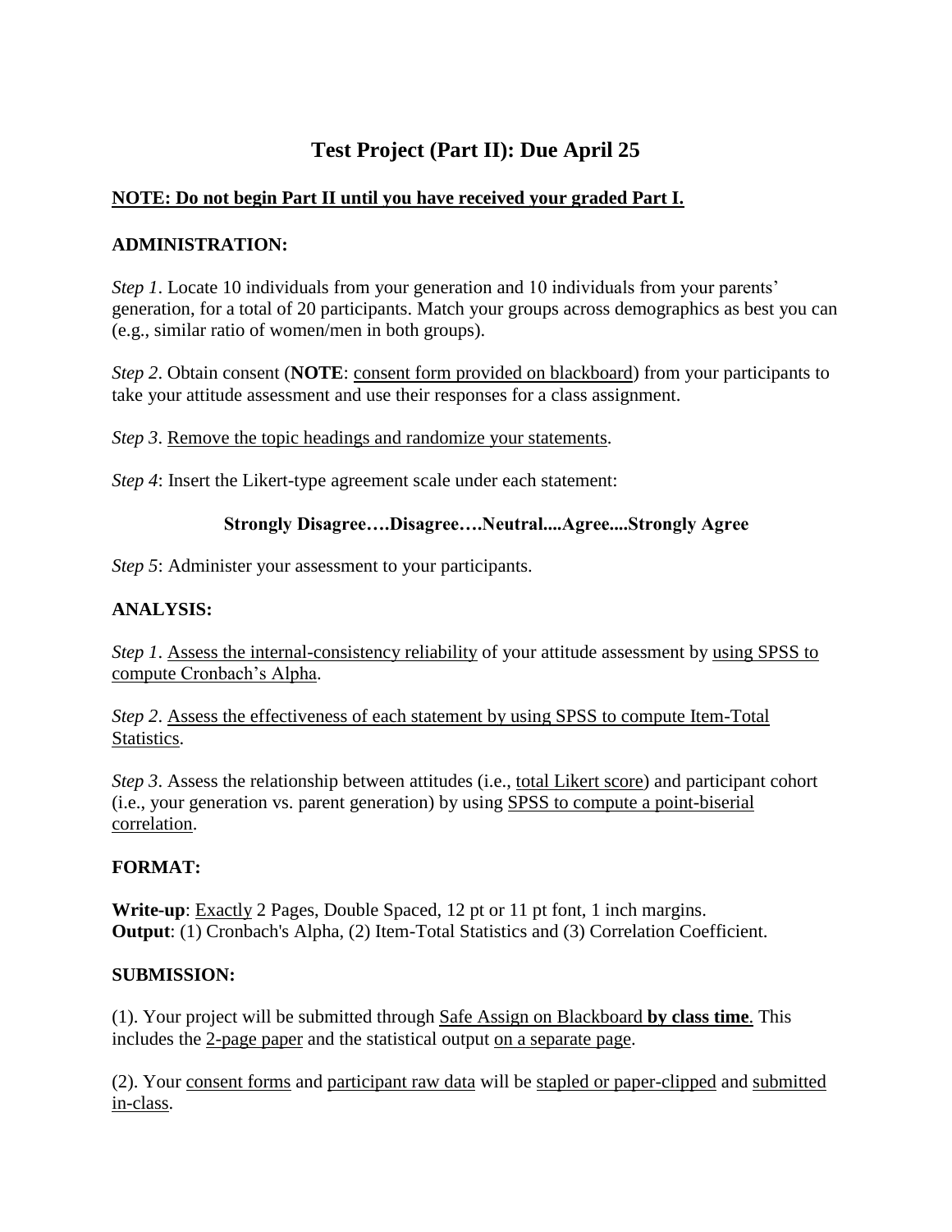# Test Project (Part II): Due April 25

**NOTE: Do not begin Part II until you have received your graded Part I.**

**ADMINISTRATION:**

*Step 1*. Locate 10 individuals from your generation and 10 individuals from your parents' generation, for a total of 20 participants. Match your groups across demographics as best you can (e.g., similar ratio of women/men in both groups).

*Step 2*. Obtain consent (**NOTE**: consent form provided on blackboard) from your participants to take your attitude assessment and use their responses for a class assignment.

*Step 3*. Remove the topic headings and randomize your statements.

*Step 4*: Insert the Likert-type agreement scale under each statement:

**Strongly Disagree….Disagree….Neutral....Agree....Strongly Agree**

*Step 5*: Administer your assessment to your participants.

**ANALYSIS:**

*Step 1*. Assess the internal-consistency reliability of your attitude assessment by using SPSS to compute Cronbach's Alpha.

*Step 2*. Assess the effectiveness of each statement by using SPSS to compute Item-Total Statistics.

*Step 3*. Assess the relationship between attitudes (i.e., total Likert score) and participant cohort (i.e., your generation vs. parent generation) by using SPSS to compute a point-biserial correlation.

**FORMAT:**

**Write-up**: Exactly 2 Pages, Double Spaced, 12 pt or 11 pt font, 1 inch margins.
**Output**: (1) Cronbach's Alpha, (2) Item-Total Statistics and (3) Correlation Coefficient.

**SUBMISSION:**

(1). Your project will be submitted through Safe Assign on Blackboard **by class time**. This includes the 2-page paper and the statistical output on a separate page.

(2). Your consent forms and participant raw data will be stapled or paper-clipped and submitted in-class.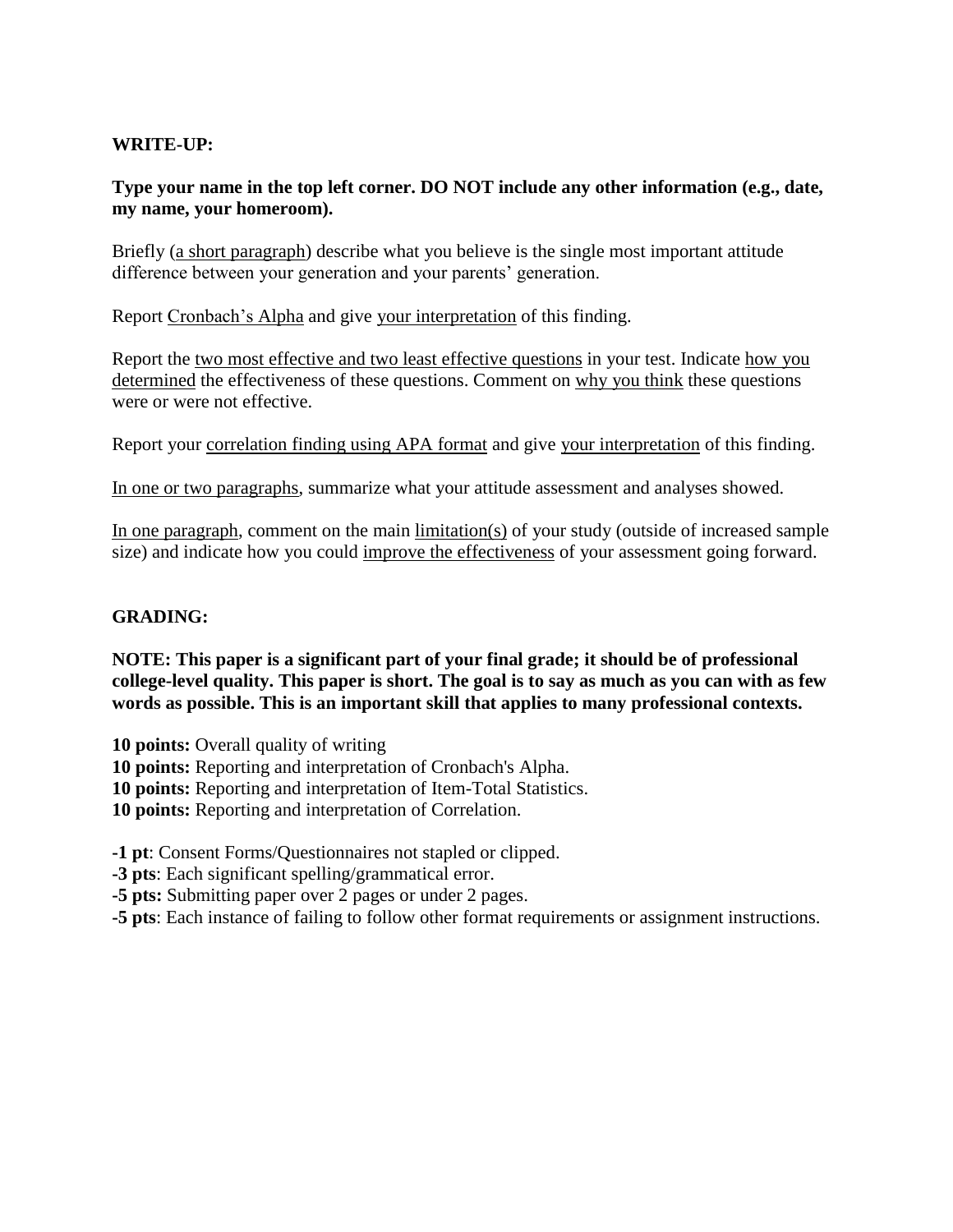**WRITE-UP:**

**Type your name in the top left corner. DO NOT include any other information (e.g., date, my name, your homeroom).**

Briefly (<u>a short paragraph</u>) describe what you believe is the single most important attitude difference between your generation and your parents' generation.

Report <u>Cronbach's Alpha</u> and give <u>your interpretation</u> of this finding.

Report the <u>two most effective and two least effective questions</u> in your test. Indicate <u>how you determined</u> the effectiveness of these questions. Comment on <u>why you think</u> these questions were or were not effective.

Report your <u>correlation finding using APA format</u> and give <u>your interpretation</u> of this finding.

<u>In one or two paragraphs</u>, summarize what your attitude assessment and analyses showed.

<u>In one paragraph</u>, comment on the main <u>limitation(s)</u> of your study (outside of increased sample size) and indicate how you could <u>improve the effectiveness</u> of your assessment going forward.

**GRADING:**

**NOTE: This paper is a significant part of your final grade; it should be of professional college-level quality. This paper is short. The goal is to say as much as you can with as few words as possible. This is an important skill that applies to many professional contexts.**

**10 points:** Overall quality of writing
**10 points:** Reporting and interpretation of Cronbach's Alpha.
**10 points:** Reporting and interpretation of Item-Total Statistics.
**10 points:** Reporting and interpretation of Correlation.

**-1 pt**: Consent Forms/Questionnaires not stapled or clipped.
**-3 pts**: Each significant spelling/grammatical error.
**-5 pts:** Submitting paper over 2 pages or under 2 pages.
**-5 pts**: Each instance of failing to follow other format requirements or assignment instructions.